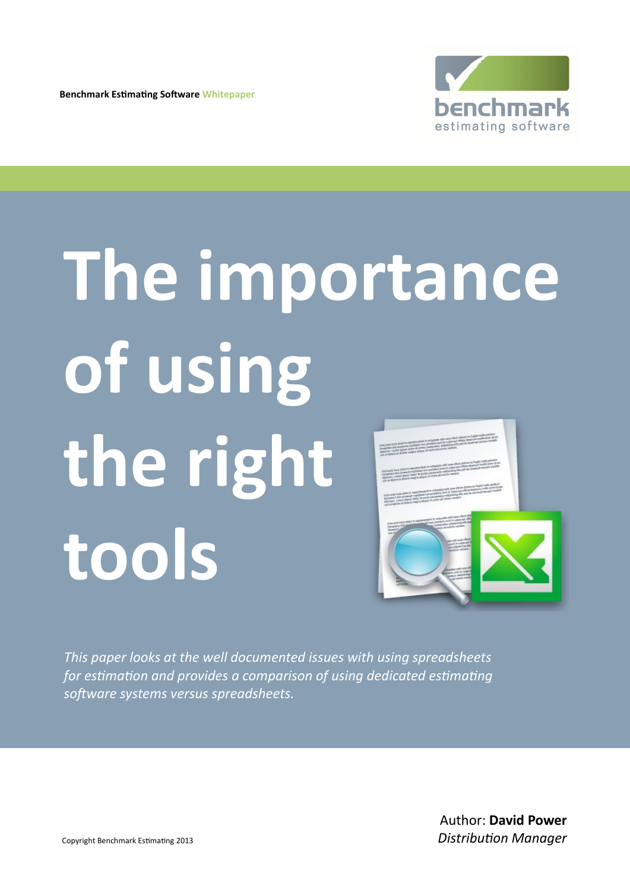**Benchmark Estimating Software** Whitepaper

# The importance of using the right tools

*This paper looks at the well documented issues with using spreadsheets for estimation and provides a comparison of using dedicated estimating software systems versus spreadsheets.*

Author: **David Power**
*Distribution Manager*

Copyright Benchmark Estimating 2013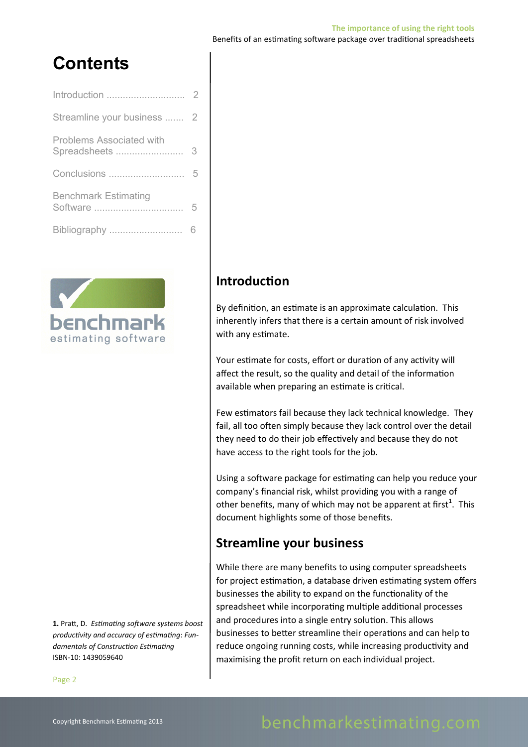# Contents

| | |
|---|---|
| Introduction | 2 |
| Streamline your business | 2 |
| Problems Associated with Spreadsheets | 3 |
| Conclusions | 5 |
| Benchmark Estimating Software | 5 |
| Bibliography | 6 |

benchmark estimating software

## Introduction

By definition, an estimate is an approximate calculation. This inherently infers that there is a certain amount of risk involved with any estimate.

Your estimate for costs, effort or duration of any activity will affect the result, so the quality and detail of the information available when preparing an estimate is critical.

Few estimators fail because they lack technical knowledge. They fail, all too often simply because they lack control over the detail they need to do their job effectively and because they do not have access to the right tools for the job.

Using a software package for estimating can help you reduce your company's financial risk, whilst providing you with a range of other benefits, many of which may not be apparent at first[1]. This document highlights some of those benefits.

## Streamline your business

While there are many benefits to using computer spreadsheets for project estimation, a database driven estimating system offers businesses the ability to expand on the functionality of the spreadsheet while incorporating multiple additional processes and procedures into a single entry solution. This allows businesses to better streamline their operations and can help to reduce ongoing running costs, while increasing productivity and maximising the profit return on each individual project.

**1.** Pratt, D. *Estimating software systems boost productivity and accuracy of estimating: Fundamentals of Construction Estimating* ISBN-10: 1439059640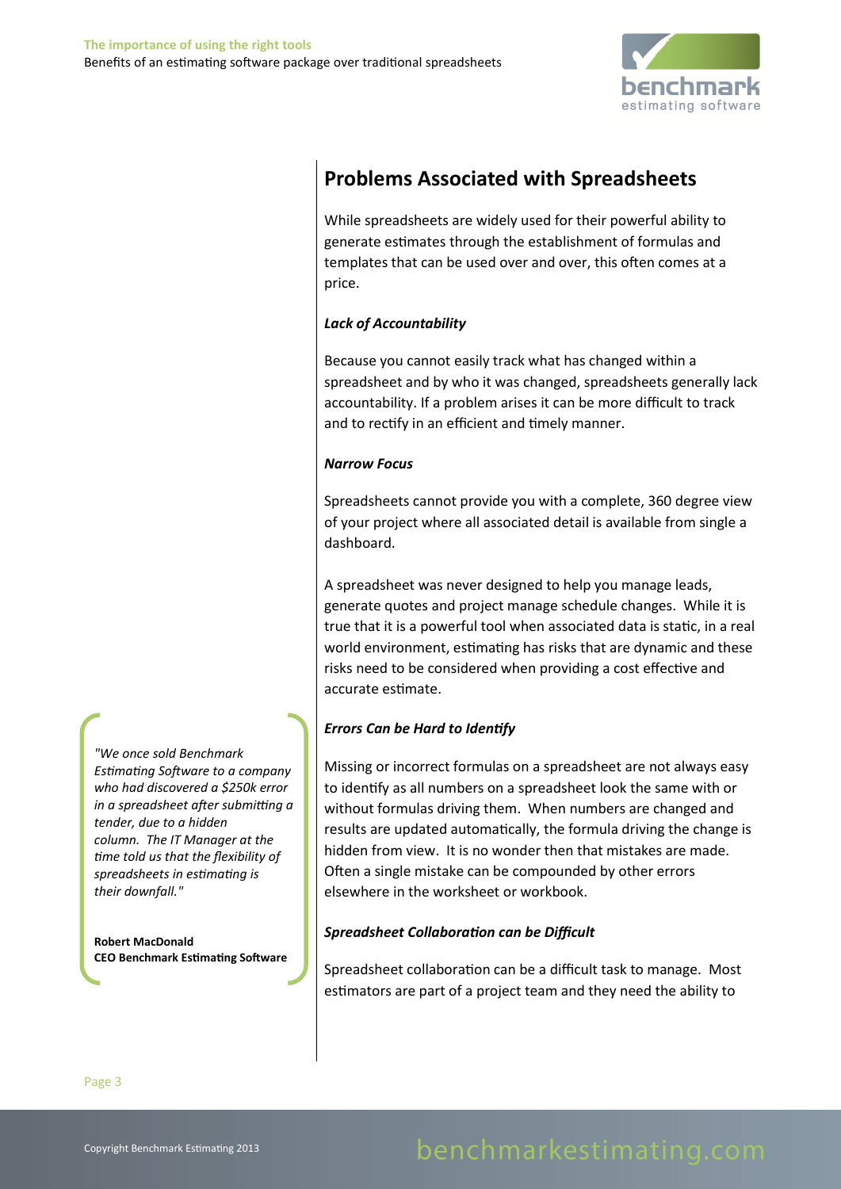## Problems Associated with Spreadsheets

While spreadsheets are widely used for their powerful ability to generate estimates through the establishment of formulas and templates that can be used over and over, this often comes at a price.

### *Lack of Accountability*

Because you cannot easily track what has changed within a spreadsheet and by who it was changed, spreadsheets generally lack accountability. If a problem arises it can be more difficult to track and to rectify in an efficient and timely manner.

### *Narrow Focus*

Spreadsheets cannot provide you with a complete, 360 degree view of your project where all associated detail is available from single a dashboard.

A spreadsheet was never designed to help you manage leads, generate quotes and project manage schedule changes. While it is true that it is a powerful tool when associated data is static, in a real world environment, estimating has risks that are dynamic and these risks need to be considered when providing a cost effective and accurate estimate.

### *Errors Can be Hard to Identify*

Missing or incorrect formulas on a spreadsheet are not always easy to identify as all numbers on a spreadsheet look the same with or without formulas driving them. When numbers are changed and results are updated automatically, the formula driving the change is hidden from view. It is no wonder then that mistakes are made. Often a single mistake can be compounded by other errors elsewhere in the worksheet or workbook.

> *"We once sold Benchmark Estimating Software to a company who had discovered a $250k error in a spreadsheet after submitting a tender, due to a hidden column. The IT Manager at the time told us that the flexibility of spreadsheets in estimating is their downfall."*
>
> **Robert MacDonald**
> **CEO Benchmark Estimating Software**

### *Spreadsheet Collaboration can be Difficult*

Spreadsheet collaboration can be a difficult task to manage. Most estimators are part of a project team and they need the ability to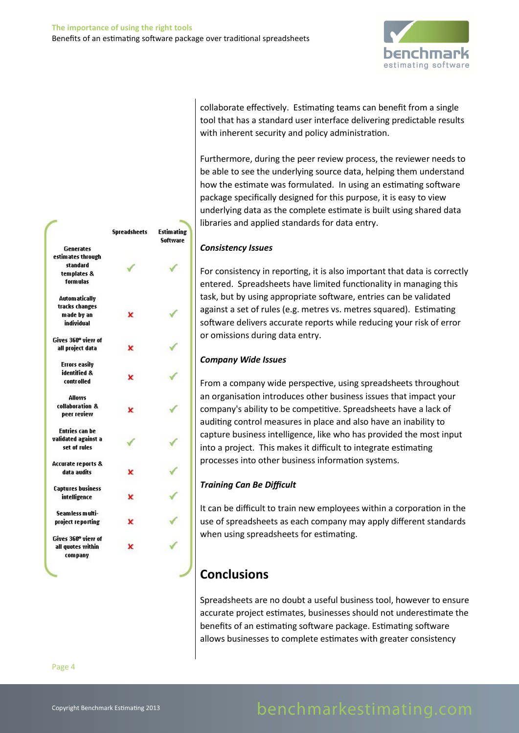| | Spreadsheets | Estimating Software |
|---|---|---|
| Generates estimates through standard templates & formulas | ✓ | ✓ |
| Automatically tracks changes made by an individual | ✗ | ✓ |
| Gives 360º view of all project data | ✗ | ✓ |
| Errors easily identified & controlled | ✗ | ✓ |
| Allows collaboration & peer review | ✗ | ✓ |
| Entries can be validated against a set of rules | ✓ | ✓ |
| Accurate reports & data audits | ✗ | ✓ |
| Captures business intelligence | ✗ | ✓ |
| Seamless multi-project reporting | ✗ | ✓ |
| Gives 360º view of all quotes within company | ✗ | ✓ |

collaborate effectively. Estimating teams can benefit from a single tool that has a standard user interface delivering predictable results with inherent security and policy administration.

Furthermore, during the peer review process, the reviewer needs to be able to see the underlying source data, helping them understand how the estimate was formulated. In using an estimating software package specifically designed for this purpose, it is easy to view underlying data as the complete estimate is built using shared data libraries and applied standards for data entry.

***Consistency Issues***

For consistency in reporting, it is also important that data is correctly entered. Spreadsheets have limited functionality in managing this task, but by using appropriate software, entries can be validated against a set of rules (e.g. metres vs. metres squared). Estimating software delivers accurate reports while reducing your risk of error or omissions during data entry.

***Company Wide Issues***

From a company wide perspective, using spreadsheets throughout an organisation introduces other business issues that impact your company's ability to be competitive. Spreadsheets have a lack of auditing control measures in place and also have an inability to capture business intelligence, like who has provided the most input into a project. This makes it difficult to integrate estimating processes into other business information systems.

***Training Can Be Difficult***

It can be difficult to train new employees within a corporation in the use of spreadsheets as each company may apply different standards when using spreadsheets for estimating.

## Conclusions

Spreadsheets are no doubt a useful business tool, however to ensure accurate project estimates, businesses should not underestimate the benefits of an estimating software package. Estimating software allows businesses to complete estimates with greater consistency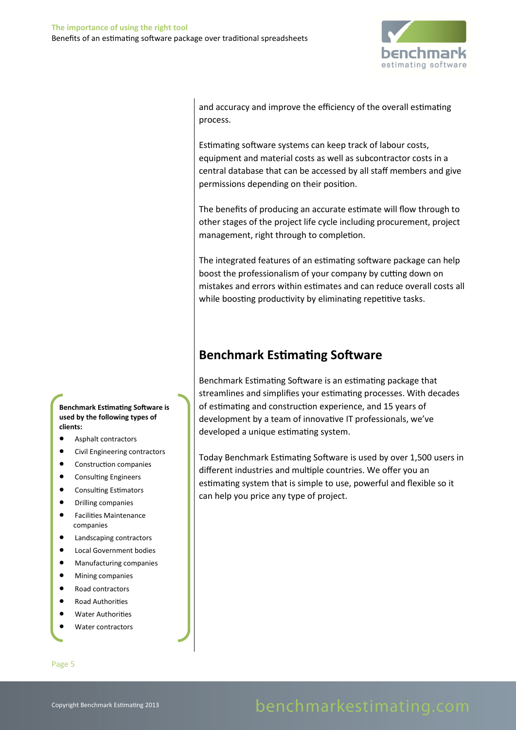and accuracy and improve the efficiency of the overall estimating process.

Estimating software systems can keep track of labour costs, equipment and material costs as well as subcontractor costs in a central database that can be accessed by all staff members and give permissions depending on their position.

The benefits of producing an accurate estimate will flow through to other stages of the project life cycle including procurement, project management, right through to completion.

The integrated features of an estimating software package can help boost the professionalism of your company by cutting down on mistakes and errors within estimates and can reduce overall costs all while boosting productivity by eliminating repetitive tasks.

## Benchmark Estimating Software

Benchmark Estimating Software is an estimating package that streamlines and simplifies your estimating processes. With decades of estimating and construction experience, and 15 years of development by a team of innovative IT professionals, we've developed a unique estimating system.

Today Benchmark Estimating Software is used by over 1,500 users in different industries and multiple countries. We offer you an estimating system that is simple to use, powerful and flexible so it can help you price any type of project.

**Benchmark Estimating Software is used by the following types of clients:**

- Asphalt contractors
- Civil Engineering contractors
- Construction companies
- Consulting Engineers
- Consulting Estimators
- Drilling companies
- Facilities Maintenance companies
- Landscaping contractors
- Local Government bodies
- Manufacturing companies
- Mining companies
- Road contractors
- Road Authorities
- Water Authorities
- Water contractors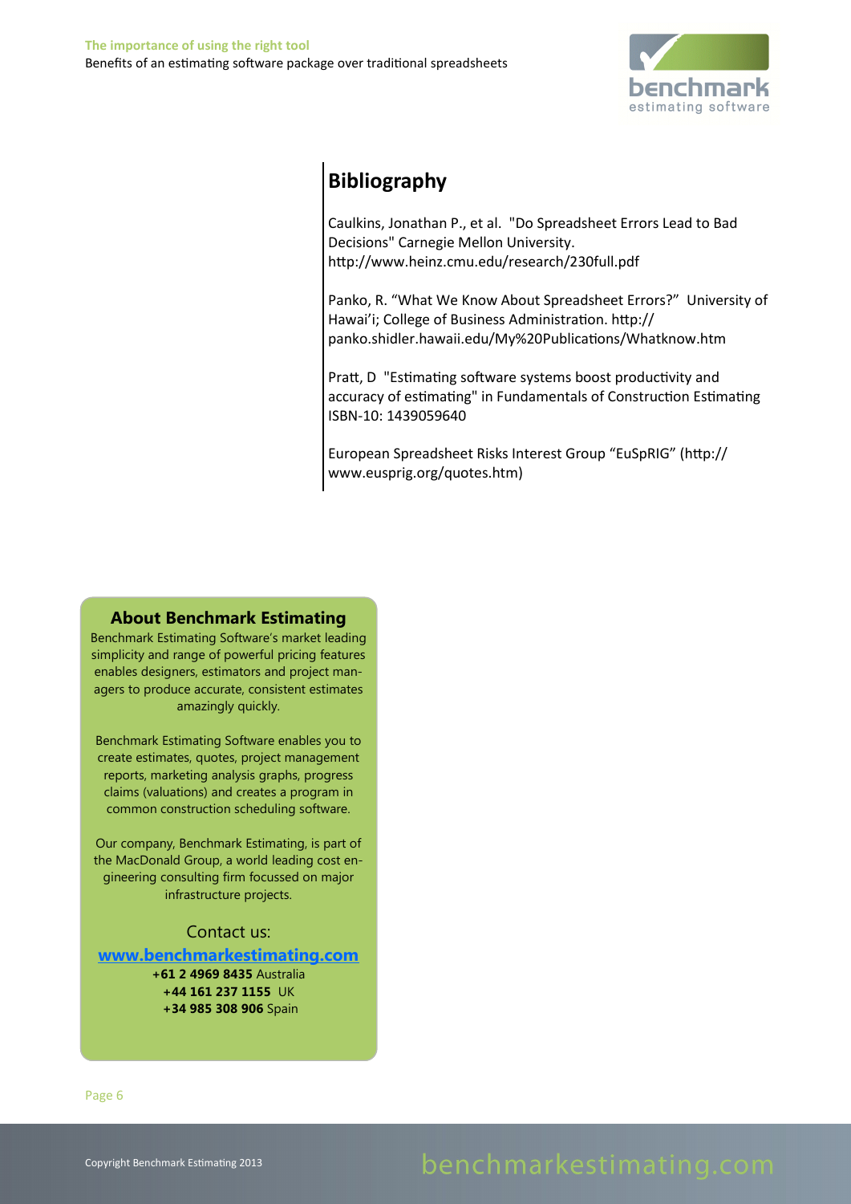## Bibliography

Caulkins, Jonathan P., et al. "Do Spreadsheet Errors Lead to Bad Decisions" Carnegie Mellon University. http://www.heinz.cmu.edu/research/230full.pdf

Panko, R. "What We Know About Spreadsheet Errors?" University of Hawai'i; College of Business Administration. http://panko.shidler.hawaii.edu/My%20Publications/Whatknow.htm

Pratt, D "Estimating software systems boost productivity and accuracy of estimating" in Fundamentals of Construction Estimating ISBN-10: 1439059640

European Spreadsheet Risks Interest Group "EuSpRIG" (http://www.eusprig.org/quotes.htm)

### About Benchmark Estimating

Benchmark Estimating Software's market leading simplicity and range of powerful pricing features enables designers, estimators and project managers to produce accurate, consistent estimates amazingly quickly.

Benchmark Estimating Software enables you to create estimates, quotes, project management reports, marketing analysis graphs, progress claims (valuations) and creates a program in common construction scheduling software.

Our company, Benchmark Estimating, is part of the MacDonald Group, a world leading cost engineering consulting firm focussed on major infrastructure projects.

Contact us:

**www.benchmarkestimating.com**

**+61 2 4969 8435** Australia
**+44 161 237 1155** UK
**+34 985 308 906** Spain